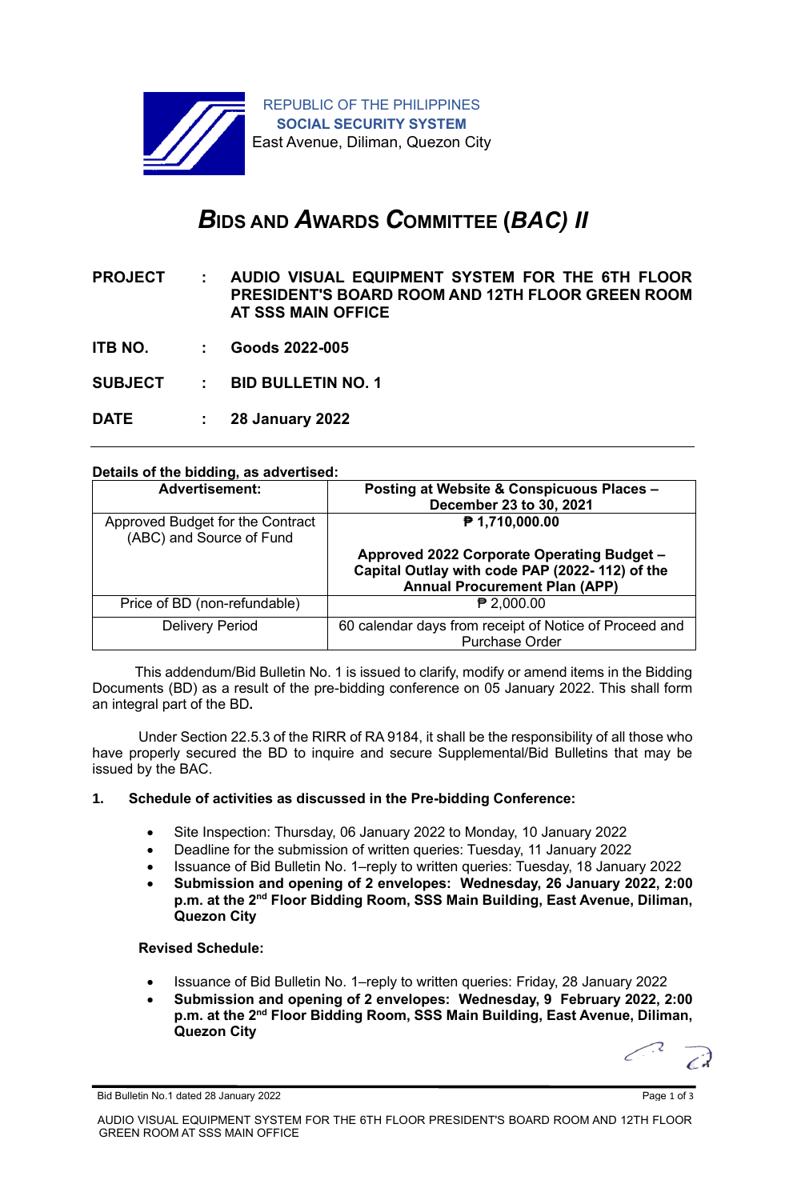REPUBLIC OF THE PHILIPPINES
**SOCIAL SECURITY SYSTEM**
East Avenue, Diliman, Quezon City

# *BIDS AND AWARDS COMMITTEE (BAC) II*

**PROJECT** : **AUDIO VISUAL EQUIPMENT SYSTEM FOR THE 6TH FLOOR PRESIDENT'S BOARD ROOM AND 12TH FLOOR GREEN ROOM AT SSS MAIN OFFICE**

**ITB NO.** : **Goods 2022-005**

**SUBJECT** : **BID BULLETIN NO. 1**

**DATE** : **28 January 2022**

---

**Details of the bidding, as advertised:**

| Advertisement: | Posting at Website & Conspicuous Places – December 23 to 30, 2021 |
|---|---|
| Approved Budget for the Contract (ABC) and Source of Fund | **₱ 1,710,000.00**<br><br>**Approved 2022 Corporate Operating Budget – Capital Outlay with code PAP (2022- 112) of the Annual Procurement Plan (APP)** |
| Price of BD (non-refundable) | ₱ 2,000.00 |
| Delivery Period | 60 calendar days from receipt of Notice of Proceed and Purchase Order |

This addendum/Bid Bulletin No. 1 is issued to clarify, modify or amend items in the Bidding Documents (BD) as a result of the pre-bidding conference on 05 January 2022. This shall form an integral part of the BD**.**

Under Section 22.5.3 of the RIRR of RA 9184, it shall be the responsibility of all those who have properly secured the BD to inquire and secure Supplemental/Bid Bulletins that may be issued by the BAC.

**1. Schedule of activities as discussed in the Pre-bidding Conference:**

- Site Inspection: Thursday, 06 January 2022 to Monday, 10 January 2022
- Deadline for the submission of written queries: Tuesday, 11 January 2022
- Issuance of Bid Bulletin No. 1–reply to written queries: Tuesday, 18 January 2022
- **Submission and opening of 2 envelopes: Wednesday, 26 January 2022, 2:00 p.m. at the 2nd Floor Bidding Room, SSS Main Building, East Avenue, Diliman, Quezon City**

**Revised Schedule:**

- Issuance of Bid Bulletin No. 1–reply to written queries: Friday, 28 January 2022
- **Submission and opening of 2 envelopes: Wednesday, 9 February 2022, 2:00 p.m. at the 2nd Floor Bidding Room, SSS Main Building, East Avenue, Diliman, Quezon City**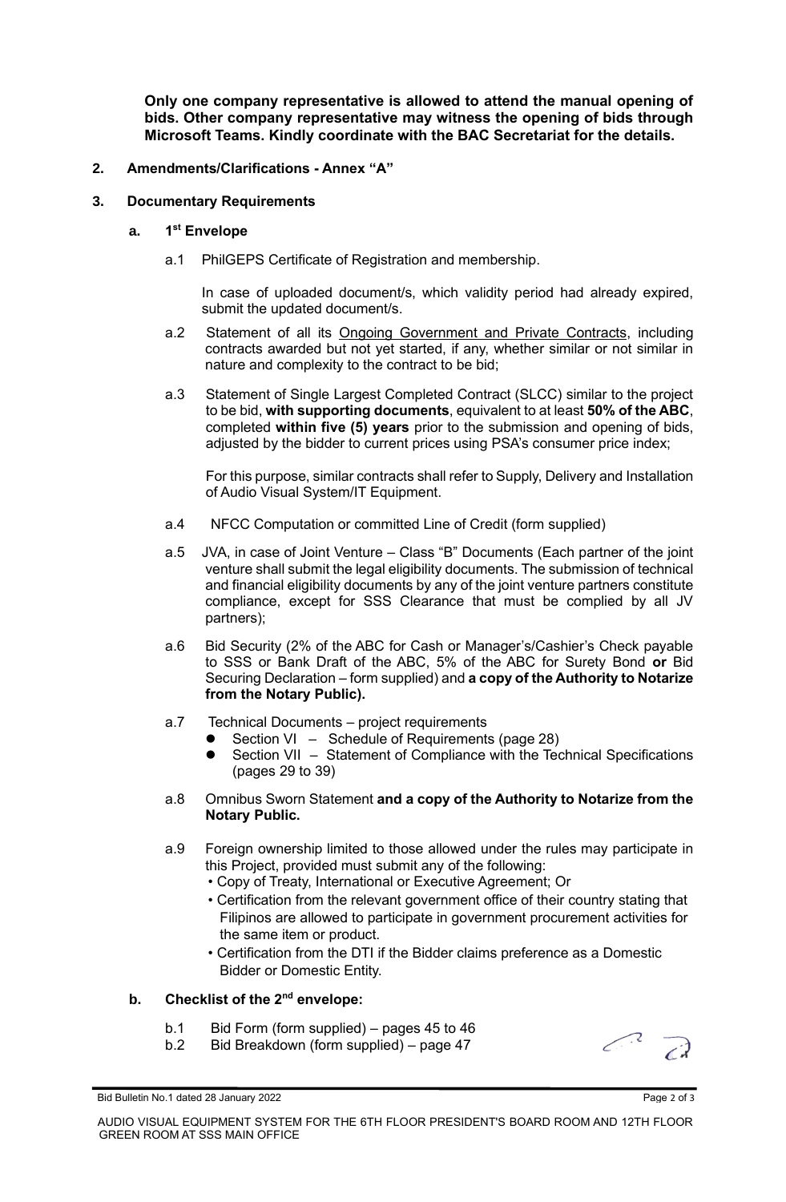**Only one company representative is allowed to attend the manual opening of bids. Other company representative may witness the opening of bids through Microsoft Teams. Kindly coordinate with the BAC Secretariat for the details.**

## 2. Amendments/Clarifications - Annex "A"

## 3. Documentary Requirements

### a. 1st Envelope

a.1 PhilGEPS Certificate of Registration and membership.

In case of uploaded document/s, which validity period had already expired, submit the updated document/s.

a.2 Statement of all its Ongoing Government and Private Contracts, including contracts awarded but not yet started, if any, whether similar or not similar in nature and complexity to the contract to be bid;

a.3 Statement of Single Largest Completed Contract (SLCC) similar to the project to be bid, **with supporting documents**, equivalent to at least **50% of the ABC**, completed **within five (5) years** prior to the submission and opening of bids, adjusted by the bidder to current prices using PSA's consumer price index;

For this purpose, similar contracts shall refer to Supply, Delivery and Installation of Audio Visual System/IT Equipment.

a.4 NFCC Computation or committed Line of Credit (form supplied)

a.5 JVA, in case of Joint Venture – Class "B" Documents (Each partner of the joint venture shall submit the legal eligibility documents. The submission of technical and financial eligibility documents by any of the joint venture partners constitute compliance, except for SSS Clearance that must be complied by all JV partners);

a.6 Bid Security (2% of the ABC for Cash or Manager's/Cashier's Check payable to SSS or Bank Draft of the ABC, 5% of the ABC for Surety Bond **or** Bid Securing Declaration – form supplied) and **a copy of the Authority to Notarize from the Notary Public).**

a.7 Technical Documents – project requirements

- Section VI – Schedule of Requirements (page 28)
- Section VII – Statement of Compliance with the Technical Specifications (pages 29 to 39)

a.8 Omnibus Sworn Statement **and a copy of the Authority to Notarize from the Notary Public.**

a.9 Foreign ownership limited to those allowed under the rules may participate in this Project, provided must submit any of the following:

- Copy of Treaty, International or Executive Agreement; Or
- Certification from the relevant government office of their country stating that Filipinos are allowed to participate in government procurement activities for the same item or product.
- Certification from the DTI if the Bidder claims preference as a Domestic Bidder or Domestic Entity.

### b. Checklist of the 2nd envelope:

b.1 Bid Form (form supplied) – pages 45 to 46

b.2 Bid Breakdown (form supplied) – page 47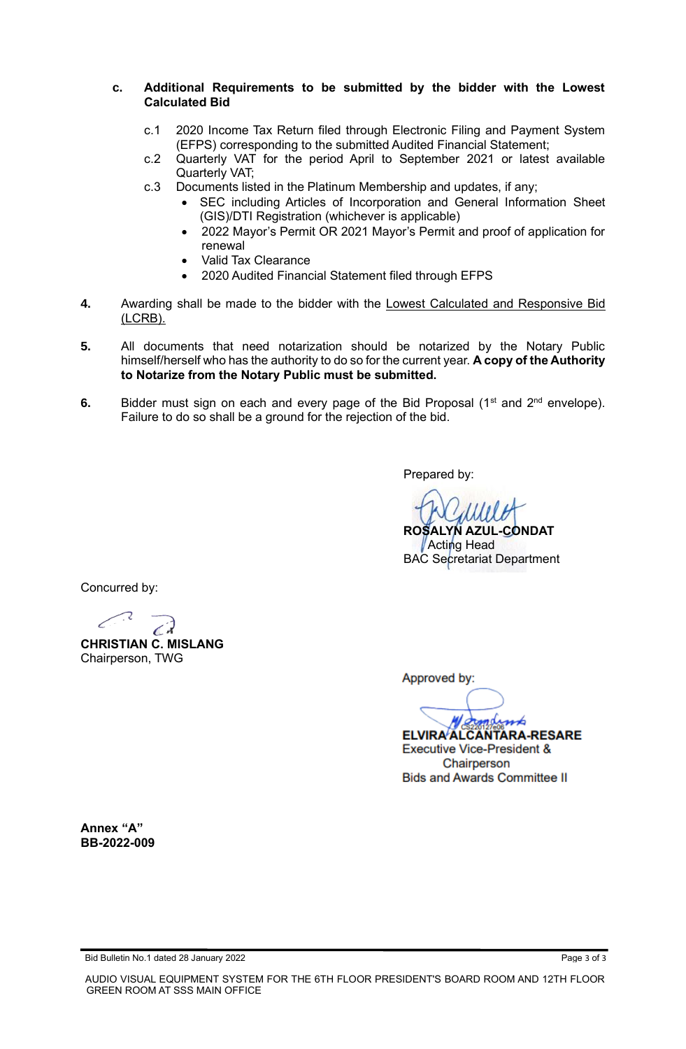**c. Additional Requirements to be submitted by the bidder with the Lowest Calculated Bid**

c.1 2020 Income Tax Return filed through Electronic Filing and Payment System (EFPS) corresponding to the submitted Audited Financial Statement;

c.2 Quarterly VAT for the period April to September 2021 or latest available Quarterly VAT;

c.3 Documents listed in the Platinum Membership and updates, if any;

- SEC including Articles of Incorporation and General Information Sheet (GIS)/DTI Registration (whichever is applicable)
- 2022 Mayor's Permit OR 2021 Mayor's Permit and proof of application for renewal
- Valid Tax Clearance
- 2020 Audited Financial Statement filed through EFPS

**4.** Awarding shall be made to the bidder with the Lowest Calculated and Responsive Bid (LCRB).

**5.** All documents that need notarization should be notarized by the Notary Public himself/herself who has the authority to do so for the current year. **A copy of the Authority to Notarize from the Notary Public must be submitted.**

**6.** Bidder must sign on each and every page of the Bid Proposal (1st and 2nd envelope). Failure to do so shall be a ground for the rejection of the bid.

Prepared by:

**ROSALYN AZUL-CONDAT**
Acting Head
BAC Secretariat Department

Concurred by:

**CHRISTIAN C. MISLANG**
Chairperson, TWG

Approved by:

**ELVIRA ALCANTARA-RESARE**
Executive Vice-President &
Chairperson
Bids and Awards Committee II

**Annex "A"**
**BB-2022-009**

Bid Bulletin No.1 dated 28 January 2022

AUDIO VISUAL EQUIPMENT SYSTEM FOR THE 6TH FLOOR PRESIDENT'S BOARD ROOM AND 12TH FLOOR GREEN ROOM AT SSS MAIN OFFICE